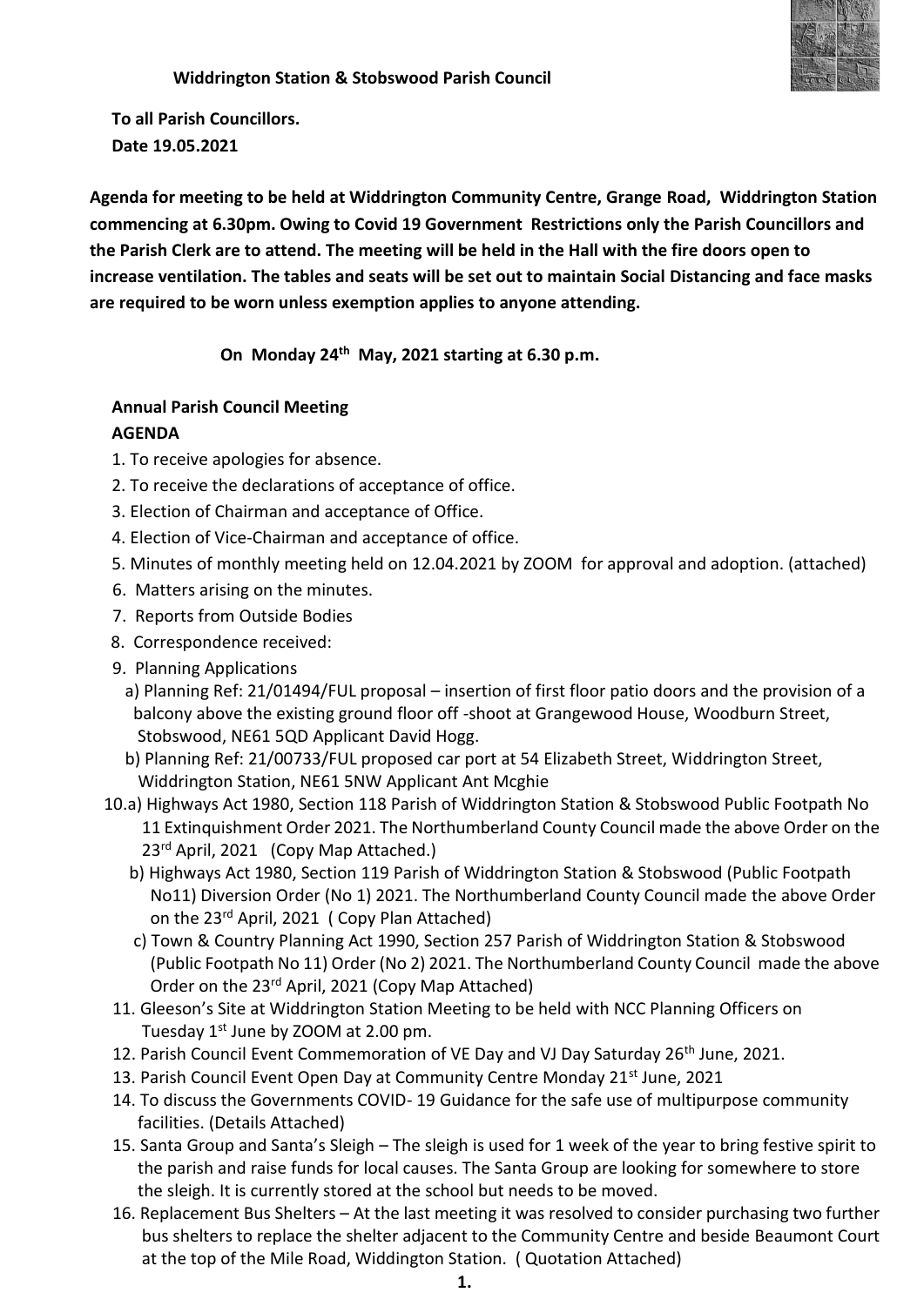**Widdrington Station & Stobswood Parish Council**

**To all Parish Councillors.**
**Date 19.05.2021**

**Agenda for meeting to be held at Widdrington Community Centre, Grange Road, Widdrington Station commencing at 6.30pm. Owing to Covid 19 Government Restrictions only the Parish Councillors and the Parish Clerk are to attend. The meeting will be held in the Hall with the fire doors open to increase ventilation. The tables and seats will be set out to maintain Social Distancing and face masks are required to be worn unless exemption applies to anyone attending.**

**On Monday 24th May, 2021 starting at 6.30 p.m.**

**Annual Parish Council Meeting**
**AGENDA**

1. To receive apologies for absence.
2. To receive the declarations of acceptance of office.
3. Election of Chairman and acceptance of Office.
4. Election of Vice-Chairman and acceptance of office.
5. Minutes of monthly meeting held on 12.04.2021 by ZOOM for approval and adoption. (attached)
6. Matters arising on the minutes.
7. Reports from Outside Bodies
8. Correspondence received:
9. Planning Applications
   a) Planning Ref: 21/01494/FUL proposal – insertion of first floor patio doors and the provision of a balcony above the existing ground floor off -shoot at Grangewood House, Woodburn Street, Stobswood, NE61 5QD Applicant David Hogg.
   b) Planning Ref: 21/00733/FUL proposed car port at 54 Elizabeth Street, Widdrington Street, Widdrington Station, NE61 5NW Applicant Ant Mcghie
10. a) Highways Act 1980, Section 118 Parish of Widdrington Station & Stobswood Public Footpath No 11 Extinquishment Order 2021. The Northumberland County Council made the above Order on the 23rd April, 2021 (Copy Map Attached.)
    b) Highways Act 1980, Section 119 Parish of Widdrington Station & Stobswood (Public Footpath No11) Diversion Order (No 1) 2021. The Northumberland County Council made the above Order on the 23rd April, 2021 ( Copy Plan Attached)
    c) Town & Country Planning Act 1990, Section 257 Parish of Widdrington Station & Stobswood (Public Footpath No 11) Order (No 2) 2021. The Northumberland County Council made the above Order on the 23rd April, 2021 (Copy Map Attached)
11. Gleeson's Site at Widdrington Station Meeting to be held with NCC Planning Officers on Tuesday 1st June by ZOOM at 2.00 pm.
12. Parish Council Event Commemoration of VE Day and VJ Day Saturday 26th June, 2021.
13. Parish Council Event Open Day at Community Centre Monday 21st June, 2021
14. To discuss the Governments COVID- 19 Guidance for the safe use of multipurpose community facilities. (Details Attached)
15. Santa Group and Santa's Sleigh – The sleigh is used for 1 week of the year to bring festive spirit to the parish and raise funds for local causes. The Santa Group are looking for somewhere to store the sleigh. It is currently stored at the school but needs to be moved.
16. Replacement Bus Shelters – At the last meeting it was resolved to consider purchasing two further bus shelters to replace the shelter adjacent to the Community Centre and beside Beaumont Court at the top of the Mile Road, Widdington Station. ( Quotation Attached)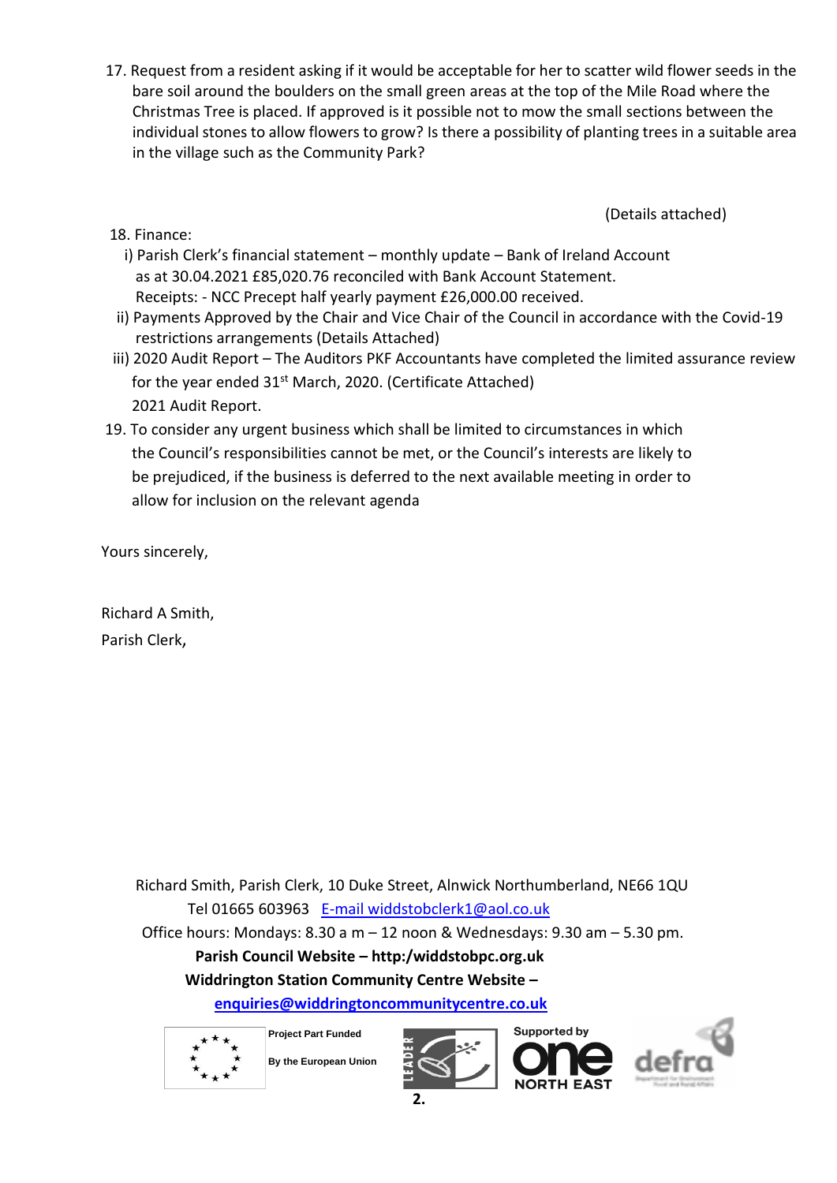17. Request from a resident asking if it would be acceptable for her to scatter wild flower seeds in the bare soil around the boulders on the small green areas at the top of the Mile Road where the Christmas Tree is placed. If approved is it possible not to mow the small sections between the individual stones to allow flowers to grow? Is there a possibility of planting trees in a suitable area in the village such as the Community Park?

(Details attached)

18. Finance:
    i) Parish Clerk's financial statement – monthly update – Bank of Ireland Account as at 30.04.2021 £85,020.76 reconciled with Bank Account Statement.
    Receipts: - NCC Precept half yearly payment £26,000.00 received.
    ii) Payments Approved by the Chair and Vice Chair of the Council in accordance with the Covid-19 restrictions arrangements (Details Attached)
    iii) 2020 Audit Report – The Auditors PKF Accountants have completed the limited assurance review for the year ended 31st March, 2020. (Certificate Attached)
    2021 Audit Report.
19. To consider any urgent business which shall be limited to circumstances in which the Council's responsibilities cannot be met, or the Council's interests are likely to be prejudiced, if the business is deferred to the next available meeting in order to allow for inclusion on the relevant agenda

Yours sincerely,

Richard A Smith,
Parish Clerk,

Richard Smith, Parish Clerk, 10 Duke Street, Alnwick Northumberland, NE66 1QU
Tel 01665 603963 E-mail widdstobclerk1@aol.co.uk
Office hours: Mondays: 8.30 a m – 12 noon & Wednesdays: 9.30 am – 5.30 pm.

**Parish Council Website – http:/widdstobpc.org.uk**

**Widdrington Station Community Centre Website –**
**enquiries@widdringtoncommunitycentre.co.uk**

Project Part Funded By the European Union

LEADER

Supported by one NORTH EAST

defra Department for Environment Food and Rural Affairs